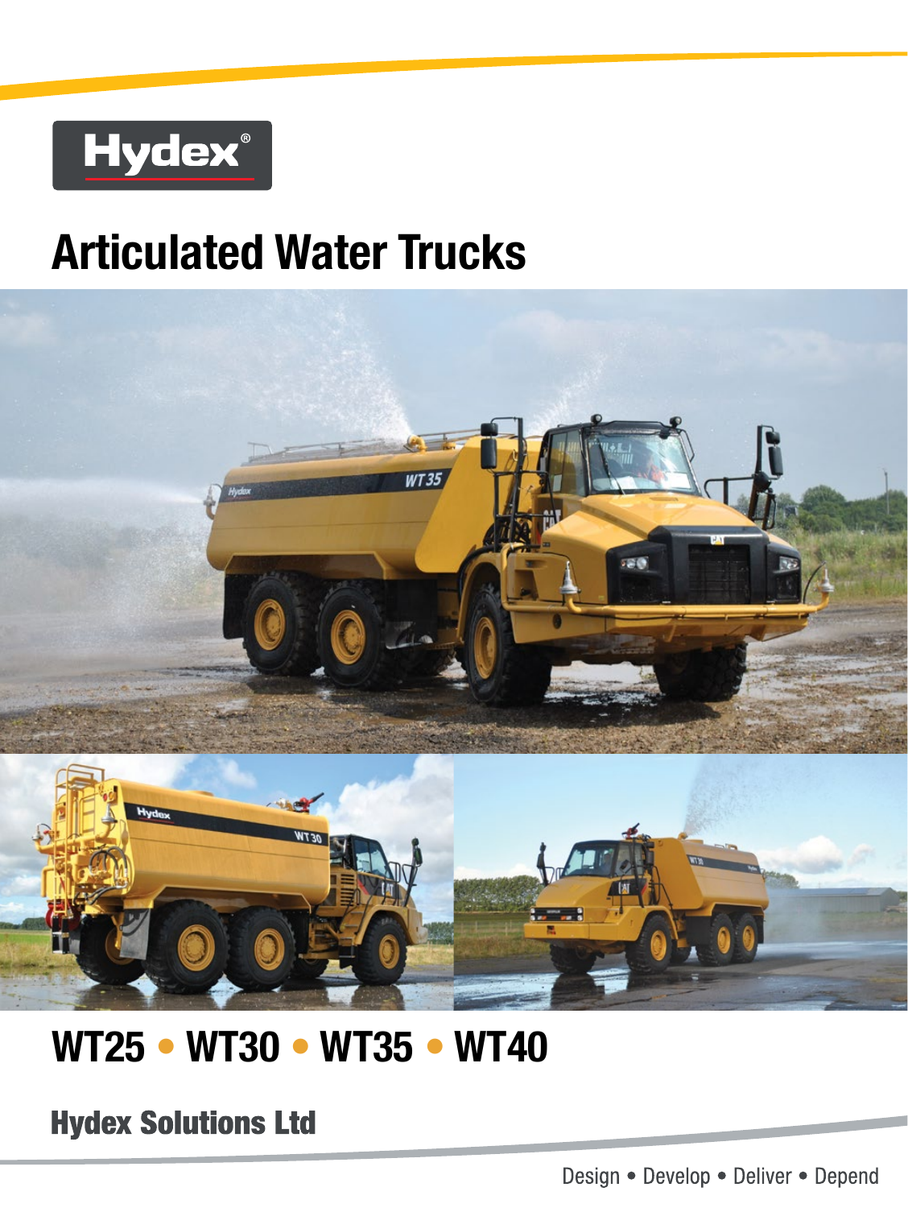Hydex®

# Articulated Water Trucks

## WT25 • WT30 • WT35 • WT40

### Hydex Solutions Ltd

Design • Develop • Deliver • Depend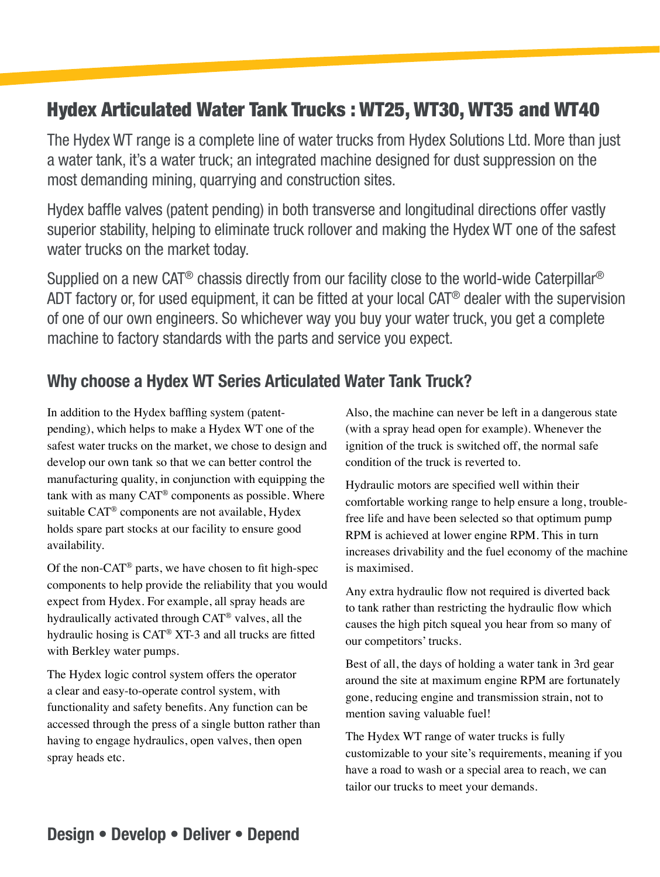# Hydex Articulated Water Tank Trucks : WT25, WT30, WT35 and WT40

The Hydex WT range is a complete line of water trucks from Hydex Solutions Ltd. More than just a water tank, it's a water truck; an integrated machine designed for dust suppression on the most demanding mining, quarrying and construction sites.

Hydex baffle valves (patent pending) in both transverse and longitudinal directions offer vastly superior stability, helping to eliminate truck rollover and making the Hydex WT one of the safest water trucks on the market today.

Supplied on a new CAT® chassis directly from our facility close to the world-wide Caterpillar® ADT factory or, for used equipment, it can be fitted at your local CAT® dealer with the supervision of one of our own engineers. So whichever way you buy your water truck, you get a complete machine to factory standards with the parts and service you expect.

## Why choose a Hydex WT Series Articulated Water Tank Truck?

In addition to the Hydex baffling system (patent-pending), which helps to make a Hydex WT one of the safest water trucks on the market, we chose to design and develop our own tank so that we can better control the manufacturing quality, in conjunction with equipping the tank with as many CAT® components as possible. Where suitable CAT® components are not available, Hydex holds spare part stocks at our facility to ensure good availability.

Of the non-CAT® parts, we have chosen to fit high-spec components to help provide the reliability that you would expect from Hydex. For example, all spray heads are hydraulically activated through CAT® valves, all the hydraulic hosing is CAT® XT-3 and all trucks are fitted with Berkley water pumps.

The Hydex logic control system offers the operator a clear and easy-to-operate control system, with functionality and safety benefits. Any function can be accessed through the press of a single button rather than having to engage hydraulics, open valves, then open spray heads etc.

Also, the machine can never be left in a dangerous state (with a spray head open for example). Whenever the ignition of the truck is switched off, the normal safe condition of the truck is reverted to.

Hydraulic motors are specified well within their comfortable working range to help ensure a long, trouble-free life and have been selected so that optimum pump RPM is achieved at lower engine RPM. This in turn increases drivability and the fuel economy of the machine is maximised.

Any extra hydraulic flow not required is diverted back to tank rather than restricting the hydraulic flow which causes the high pitch squeal you hear from so many of our competitors' trucks.

Best of all, the days of holding a water tank in 3rd gear around the site at maximum engine RPM are fortunately gone, reducing engine and transmission strain, not to mention saving valuable fuel!

The Hydex WT range of water trucks is fully customizable to your site's requirements, meaning if you have a road to wash or a special area to reach, we can tailor our trucks to meet your demands.

**Design • Develop • Deliver • Depend**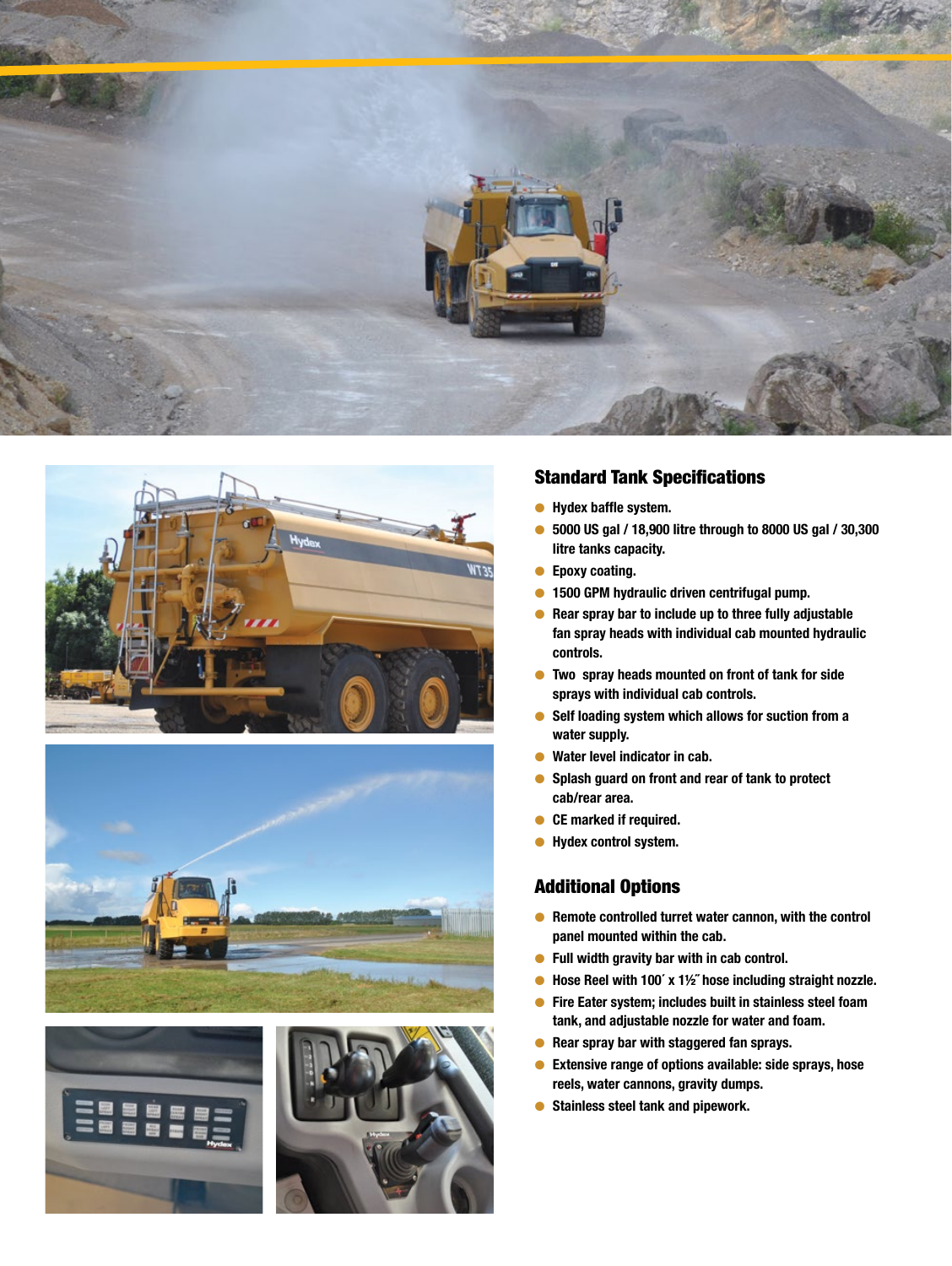## Standard Tank Specifications

- Hydex baffle system.
- 5000 US gal / 18,900 litre through to 8000 US gal / 30,300 litre tanks capacity.
- Epoxy coating.
- 1500 GPM hydraulic driven centrifugal pump.
- Rear spray bar to include up to three fully adjustable fan spray heads with individual cab mounted hydraulic controls.
- Two spray heads mounted on front of tank for side sprays with individual cab controls.
- Self loading system which allows for suction from a water supply.
- Water level indicator in cab.
- Splash guard on front and rear of tank to protect cab/rear area.
- CE marked if required.
- Hydex control system.

## Additional Options

- Remote controlled turret water cannon, with the control panel mounted within the cab.
- Full width gravity bar with in cab control.
- Hose Reel with 100´ x 1½˝ hose including straight nozzle.
- Fire Eater system; includes built in stainless steel foam tank, and adjustable nozzle for water and foam.
- Rear spray bar with staggered fan sprays.
- Extensive range of options available: side sprays, hose reels, water cannons, gravity dumps.
- Stainless steel tank and pipework.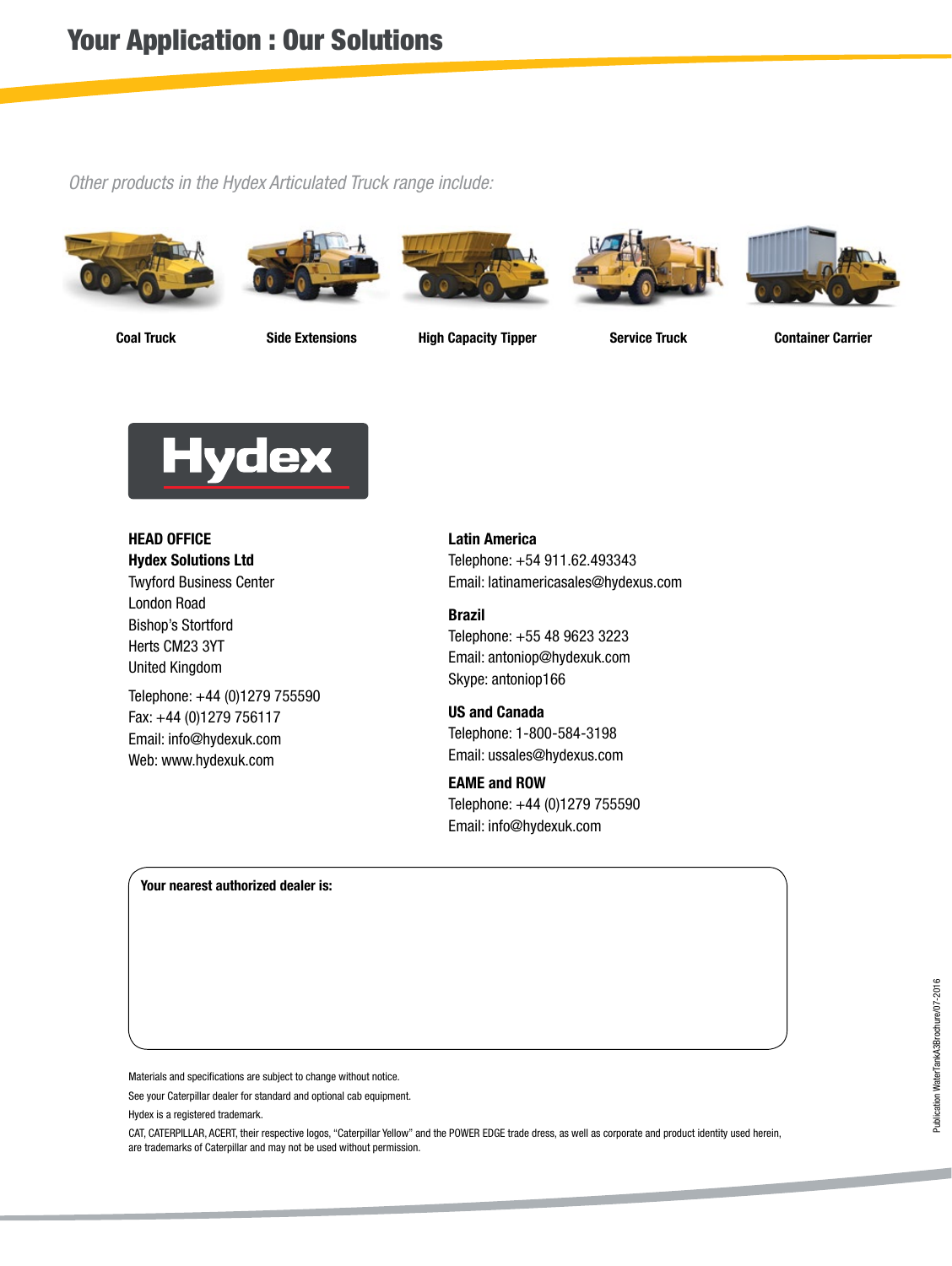# Your Application : Our Solutions

*Other products in the Hydex Articulated Truck range include:*

**Coal Truck**

**Side Extensions**

**High Capacity Tipper**

**Service Truck**

**Container Carrier**

Hydex

**HEAD OFFICE**
**Hydex Solutions Ltd**
Twyford Business Center
London Road
Bishop's Stortford
Herts CM23 3YT
United Kingdom

Telephone: +44 (0)1279 755590
Fax: +44 (0)1279 756117
Email: info@hydexuk.com
Web: www.hydexuk.com

**Latin America**
Telephone: +54 911.62.493343
Email: latinamericasales@hydexus.com

**Brazil**
Telephone: +55 48 9623 3223
Email: antoniop@hydexuk.com
Skype: antoniop166

**US and Canada**
Telephone: 1-800-584-3198
Email: ussales@hydexus.com

**EAME and ROW**
Telephone: +44 (0)1279 755590
Email: info@hydexuk.com

**Your nearest authorized dealer is:**

Materials and specifications are subject to change without notice.

See your Caterpillar dealer for standard and optional cab equipment.

Hydex is a registered trademark.

CAT, CATERPILLAR, ACERT, their respective logos, "Caterpillar Yellow" and the POWER EDGE trade dress, as well as corporate and product identity used herein, are trademarks of Caterpillar and may not be used without permission.

Publication WaterTankA3Brochure/07-2016